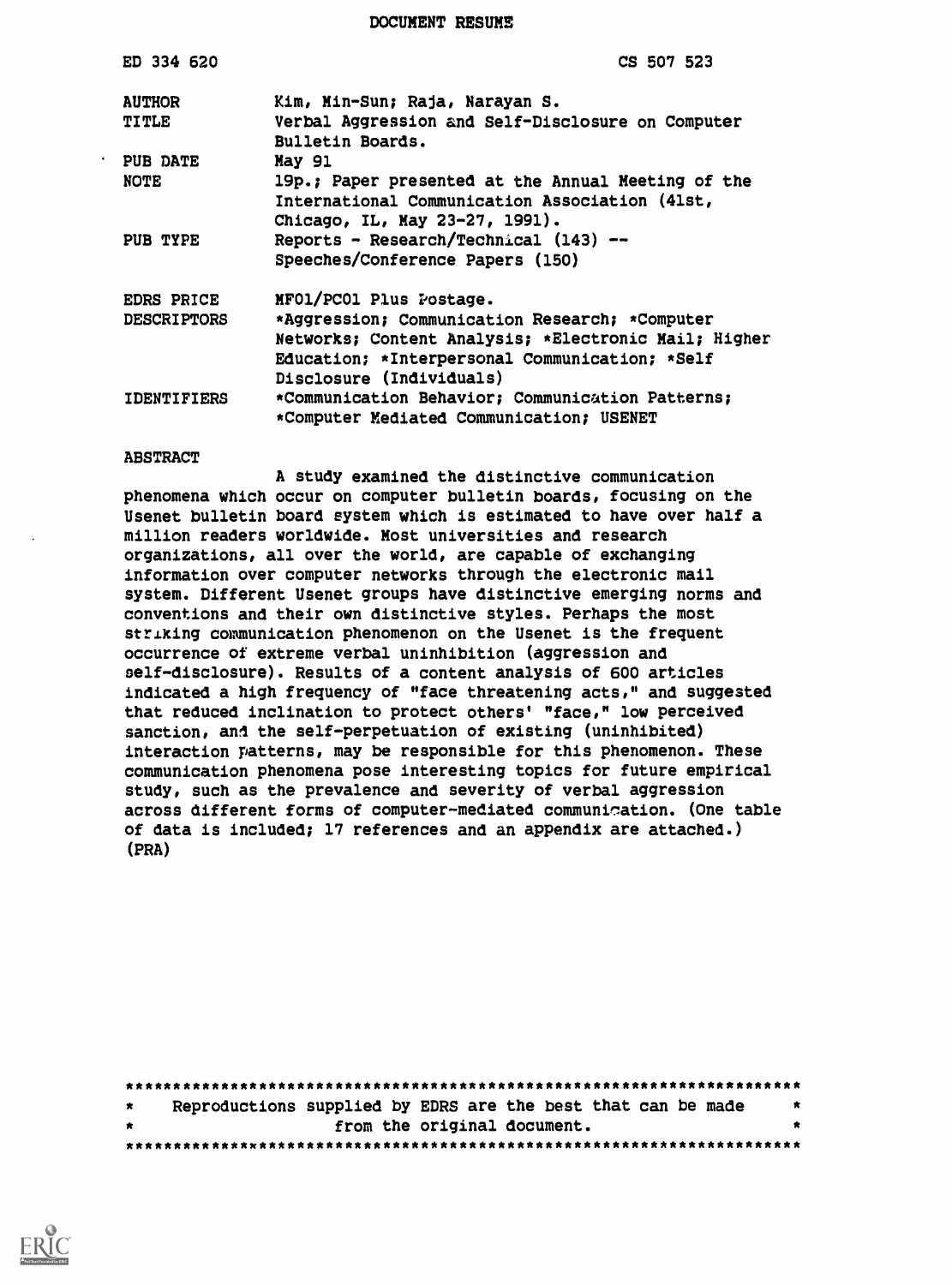# DOCUMENT RESUME

| | |
|---|---|
| ED 334 620 | CS 507 523 |
| AUTHOR | Kim, Min-Sun; Raja, Narayan S. |
| TITLE | Verbal Aggression and Self-Disclosure on Computer Bulletin Boards. |
| PUB DATE | May 91 |
| NOTE | 19p.; Paper presented at the Annual Meeting of the International Communication Association (41st, Chicago, IL, May 23-27, 1991). |
| PUB TYPE | Reports - Research/Technical (143) -- Speeches/Conference Papers (150) |
| EDRS PRICE | MF01/PC01 Plus Postage. |
| DESCRIPTORS | *Aggression; Communication Research; *Computer Networks; Content Analysis; *Electronic Mail; Higher Education; *Interpersonal Communication; *Self Disclosure (Individuals) |
| IDENTIFIERS | *Communication Behavior; Communication Patterns; *Computer Mediated Communication; USENET |

## ABSTRACT

A study examined the distinctive communication phenomena which occur on computer bulletin boards, focusing on the Usenet bulletin board system which is estimated to have over half a million readers worldwide. Most universities and research organizations, all over the world, are capable of exchanging information over computer networks through the electronic mail system. Different Usenet groups have distinctive emerging norms and conventions and their own distinctive styles. Perhaps the most striking communication phenomenon on the Usenet is the frequent occurrence of extreme verbal uninhibition (aggression and self-disclosure). Results of a content analysis of 600 articles indicated a high frequency of "face threatening acts," and suggested that reduced inclination to protect others' "face," low perceived sanction, and the self-perpetuation of existing (uninhibited) interaction patterns, may be responsible for this phenomenon. These communication phenomena pose interesting topics for future empirical study, such as the prevalence and severity of verbal aggression across different forms of computer-mediated communication. (One table of data is included; 17 references and an appendix are attached.) (PRA)

***********************************************************************
* Reproductions supplied by EDRS are the best that can be made *
* from the original document. *
***********************************************************************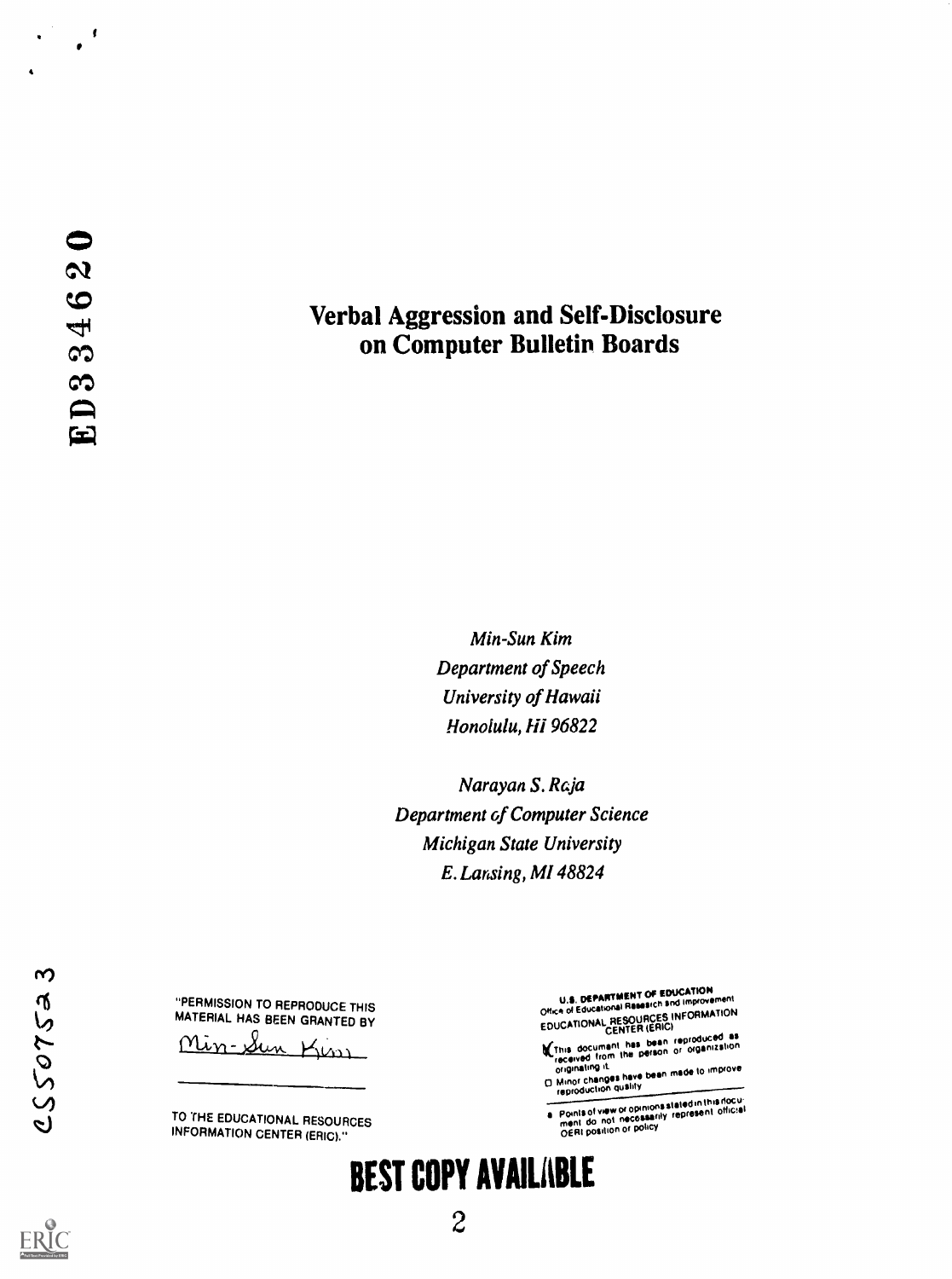ED334620

# Verbal Aggression and Self-Disclosure on Computer Bulletin Boards

*Min-Sun Kim*
*Department of Speech*
*University of Hawaii*
*Honolulu, Hi 96822*

*Narayan S. Raja*
*Department of Computer Science*
*Michigan State University*
*E. Lansing, MI 48824*

CS507523

"PERMISSION TO REPRODUCE THIS MATERIAL HAS BEEN GRANTED BY

Min-Sun Kim

TO THE EDUCATIONAL RESOURCES INFORMATION CENTER (ERIC)."

U.S. DEPARTMENT OF EDUCATION
Office of Educational Research and Improvement
EDUCATIONAL RESOURCES INFORMATION CENTER (ERIC)

This document has been reproduced as received from the person or organization originating it.

Minor changes have been made to improve reproduction quality

Points of view or opinions stated in this document do not necessarily represent official OERI position or policy

**BEST COPY AVAILABLE**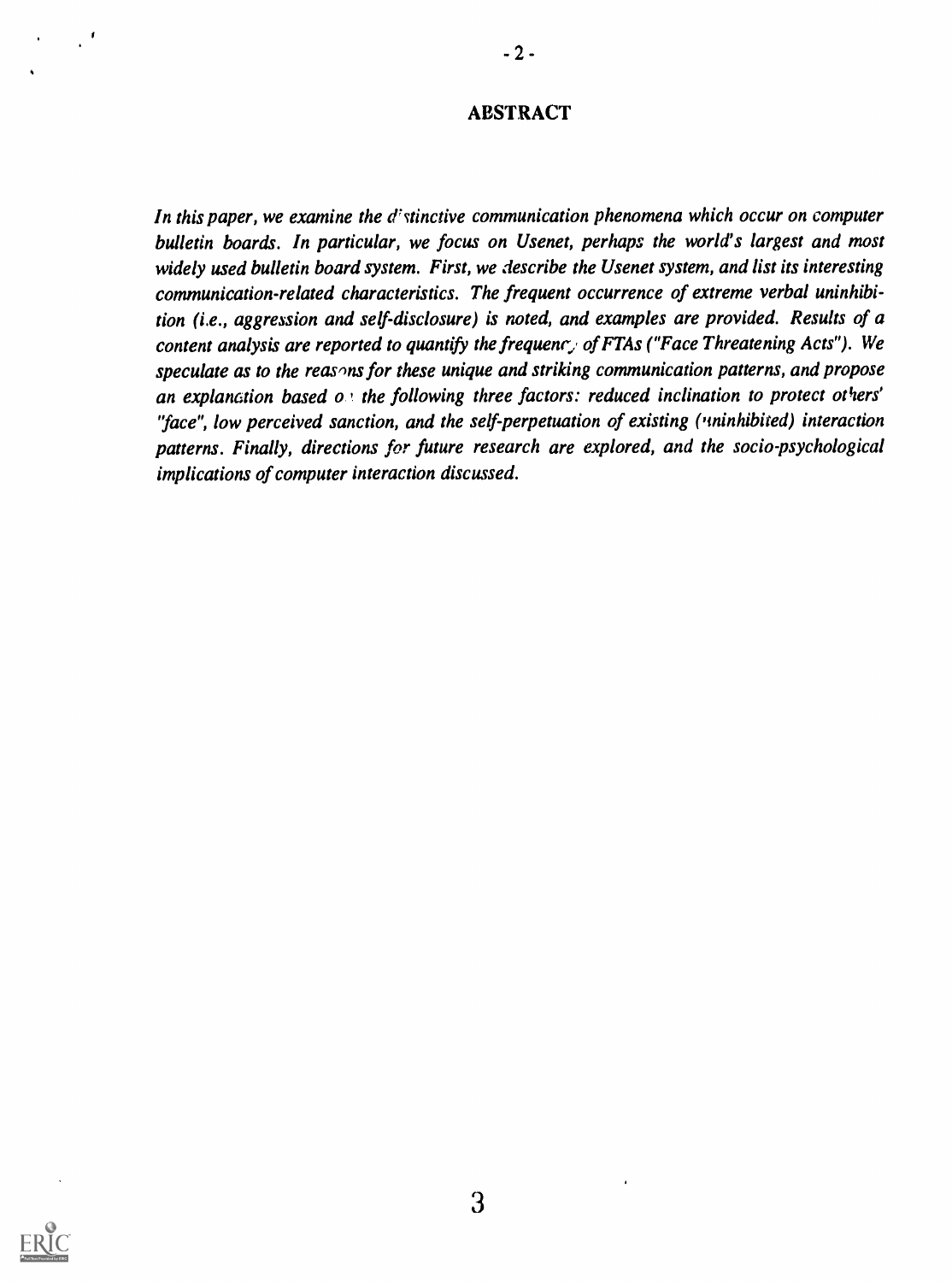## ABSTRACT

*In this paper, we examine the distinctive communication phenomena which occur on computer bulletin boards. In particular, we focus on Usenet, perhaps the world's largest and most widely used bulletin board system. First, we describe the Usenet system, and list its interesting communication-related characteristics. The frequent occurrence of extreme verbal uninhibition (i.e., aggression and self-disclosure) is noted, and examples are provided. Results of a content analysis are reported to quantify the frequency of FTAs ("Face Threatening Acts"). We speculate as to the reasons for these unique and striking communication patterns, and propose an explanation based on the following three factors: reduced inclination to protect others' "face", low perceived sanction, and the self-perpetuation of existing (uninhibited) interaction patterns. Finally, directions for future research are explored, and the socio-psychological implications of computer interaction discussed.*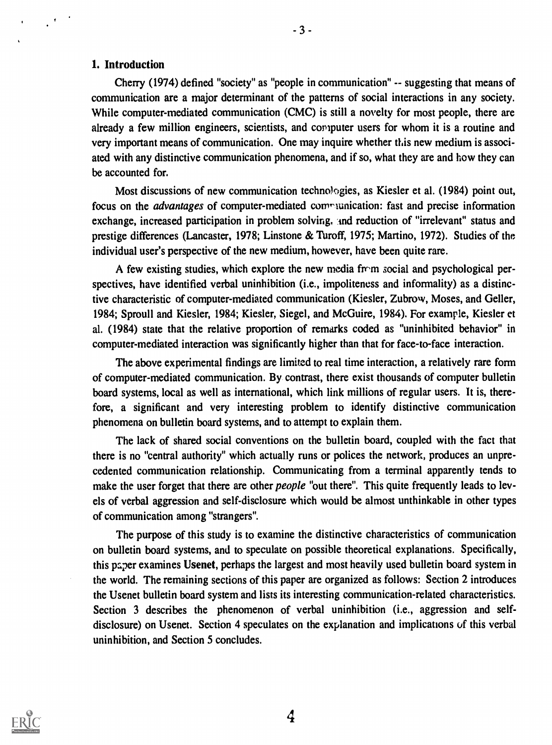## 1. Introduction

Cherry (1974) defined "society" as "people in communication" -- suggesting that means of communication are a major determinant of the patterns of social interactions in any society. While computer-mediated communication (CMC) is still a novelty for most people, there are already a few million engineers, scientists, and computer users for whom it is a routine and very important means of communication. One may inquire whether this new medium is associated with any distinctive communication phenomena, and if so, what they are and how they can be accounted for.

Most discussions of new communication technologies, as Kiesler et al. (1984) point out, focus on the *advantages* of computer-mediated communication: fast and precise information exchange, increased participation in problem solving, and reduction of "irrelevant" status and prestige differences (Lancaster, 1978; Linstone & Turoff, 1975; Martino, 1972). Studies of the individual user's perspective of the new medium, however, have been quite rare.

A few existing studies, which explore the new media from social and psychological perspectives, have identified verbal uninhibition (i.e., impoliteness and informality) as a distinctive characteristic of computer-mediated communication (Kiesler, Zubrow, Moses, and Geller, 1984; Sproull and Kiesler, 1984; Kiesler, Siegel, and McGuire, 1984). For example, Kiesler et al. (1984) state that the relative proportion of remarks coded as "uninhibited behavior" in computer-mediated interaction was significantly higher than that for face-to-face interaction.

The above experimental findings are limited to real time interaction, a relatively rare form of computer-mediated communication. By contrast, there exist thousands of computer bulletin board systems, local as well as international, which link millions of regular users. It is, therefore, a significant and very interesting problem to identify distinctive communication phenomena on bulletin board systems, and to attempt to explain them.

The lack of shared social conventions on the bulletin board, coupled with the fact that there is no "central authority" which actually runs or polices the network, produces an unprecedented communication relationship. Communicating from a terminal apparently tends to make the user forget that there are other *people* "out there". This quite frequently leads to levels of verbal aggression and self-disclosure which would be almost unthinkable in other types of communication among "strangers".

The purpose of this study is to examine the distinctive characteristics of communication on bulletin board systems, and to speculate on possible theoretical explanations. Specifically, this paper examines **Usenet**, perhaps the largest and most heavily used bulletin board system in the world. The remaining sections of this paper are organized as follows: Section 2 introduces the Usenet bulletin board system and lists its interesting communication-related characteristics. Section 3 describes the phenomenon of verbal uninhibition (i.e., aggression and self-disclosure) on Usenet. Section 4 speculates on the explanation and implications of this verbal uninhibition, and Section 5 concludes.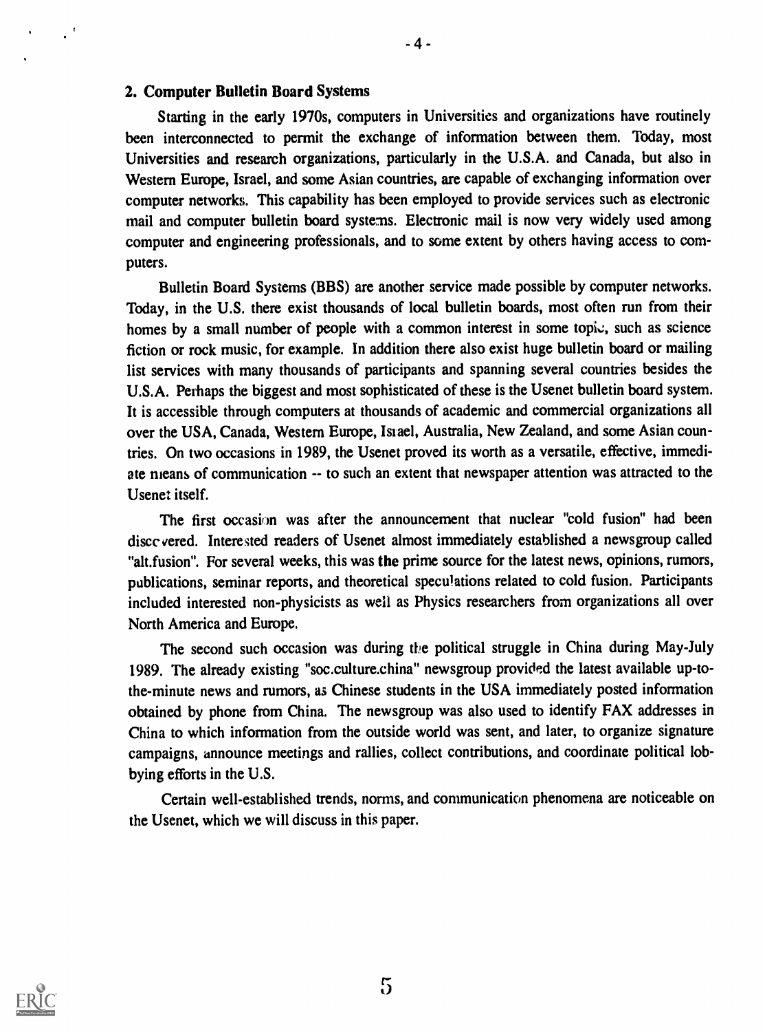## 2. Computer Bulletin Board Systems

Starting in the early 1970s, computers in Universities and organizations have routinely been interconnected to permit the exchange of information between them. Today, most Universities and research organizations, particularly in the U.S.A. and Canada, but also in Western Europe, Israel, and some Asian countries, are capable of exchanging information over computer networks. This capability has been employed to provide services such as electronic mail and computer bulletin board systems. Electronic mail is now very widely used among computer and engineering professionals, and to some extent by others having access to computers.

Bulletin Board Systems (BBS) are another service made possible by computer networks. Today, in the U.S. there exist thousands of local bulletin boards, most often run from their homes by a small number of people with a common interest in some topic, such as science fiction or rock music, for example. In addition there also exist huge bulletin board or mailing list services with many thousands of participants and spanning several countries besides the U.S.A. Perhaps the biggest and most sophisticated of these is the Usenet bulletin board system. It is accessible through computers at thousands of academic and commercial organizations all over the USA, Canada, Western Europe, Israel, Australia, New Zealand, and some Asian countries. On two occasions in 1989, the Usenet proved its worth as a versatile, effective, immediate means of communication -- to such an extent that newspaper attention was attracted to the Usenet itself.

The first occasion was after the announcement that nuclear "cold fusion" had been discovered. Interested readers of Usenet almost immediately established a newsgroup called "alt.fusion". For several weeks, this was **the** prime source for the latest news, opinions, rumors, publications, seminar reports, and theoretical speculations related to cold fusion. Participants included interested non-physicists as well as Physics researchers from organizations all over North America and Europe.

The second such occasion was during the political struggle in China during May-July 1989. The already existing "soc.culture.china" newsgroup provided the latest available up-to-the-minute news and rumors, as Chinese students in the USA immediately posted information obtained by phone from China. The newsgroup was also used to identify FAX addresses in China to which information from the outside world was sent, and later, to organize signature campaigns, announce meetings and rallies, collect contributions, and coordinate political lobbying efforts in the U.S.

Certain well-established trends, norms, and communication phenomena are noticeable on the Usenet, which we will discuss in this paper.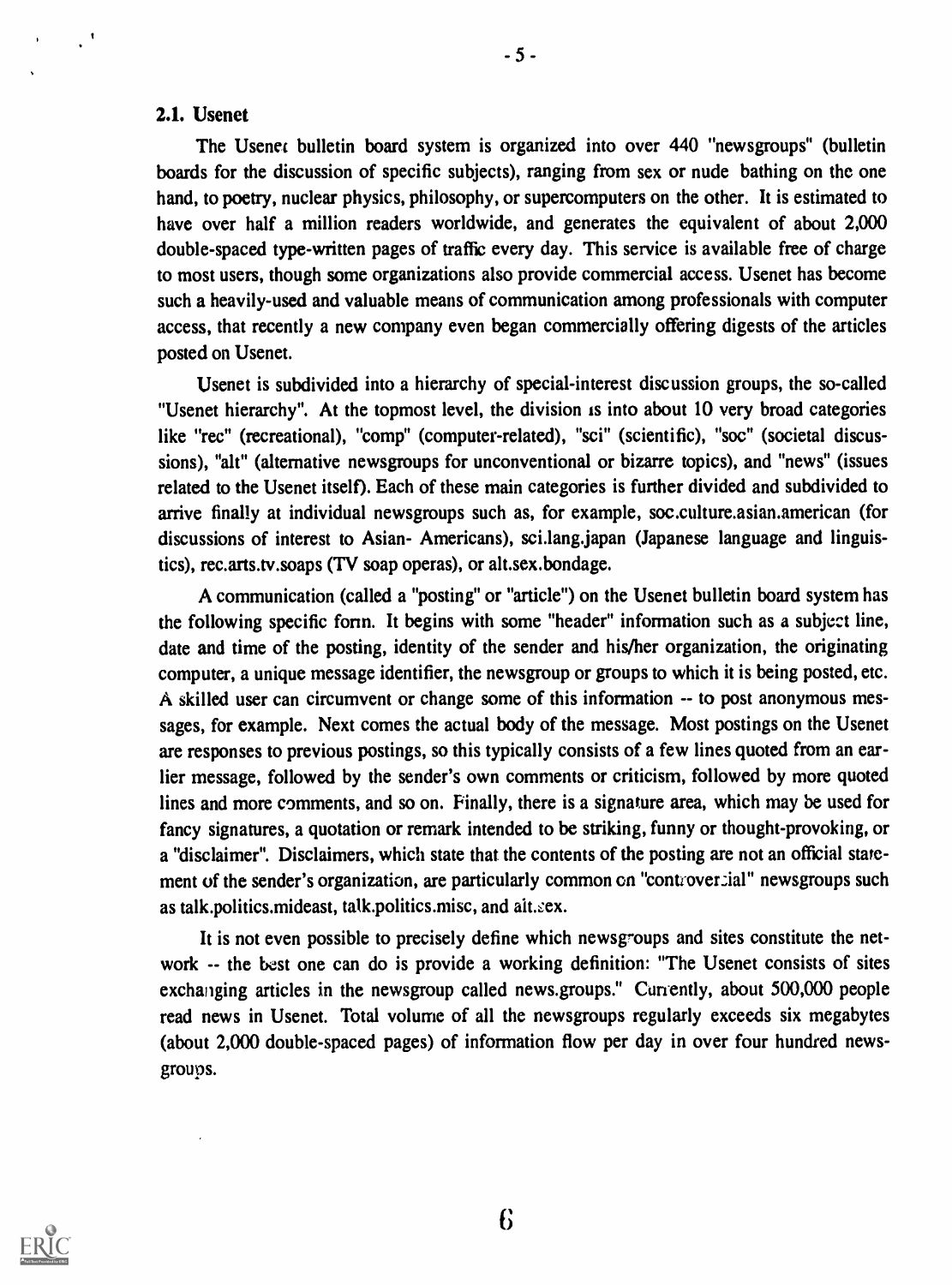### 2.1. Usenet

The Usenet bulletin board system is organized into over 440 "newsgroups" (bulletin boards for the discussion of specific subjects), ranging from sex or nude bathing on the one hand, to poetry, nuclear physics, philosophy, or supercomputers on the other. It is estimated to have over half a million readers worldwide, and generates the equivalent of about 2,000 double-spaced type-written pages of traffic every day. This service is available free of charge to most users, though some organizations also provide commercial access. Usenet has become such a heavily-used and valuable means of communication among professionals with computer access, that recently a new company even began commercially offering digests of the articles posted on Usenet.

Usenet is subdivided into a hierarchy of special-interest discussion groups, the so-called "Usenet hierarchy". At the topmost level, the division is into about 10 very broad categories like "rec" (recreational), "comp" (computer-related), "sci" (scientific), "soc" (societal discussions), "alt" (alternative newsgroups for unconventional or bizarre topics), and "news" (issues related to the Usenet itself). Each of these main categories is further divided and subdivided to arrive finally at individual newsgroups such as, for example, soc.culture.asian.american (for discussions of interest to Asian- Americans), sci.lang.japan (Japanese language and linguistics), rec.arts.tv.soaps (TV soap operas), or alt.sex.bondage.

A communication (called a "posting" or "article") on the Usenet bulletin board system has the following specific form. It begins with some "header" information such as a subject line, date and time of the posting, identity of the sender and his/her organization, the originating computer, a unique message identifier, the newsgroup or groups to which it is being posted, etc. A skilled user can circumvent or change some of this information -- to post anonymous messages, for example. Next comes the actual body of the message. Most postings on the Usenet are responses to previous postings, so this typically consists of a few lines quoted from an earlier message, followed by the sender's own comments or criticism, followed by more quoted lines and more comments, and so on. Finally, there is a signature area, which may be used for fancy signatures, a quotation or remark intended to be striking, funny or thought-provoking, or a "disclaimer". Disclaimers, which state that the contents of the posting are not an official statement of the sender's organization, are particularly common on "controversial" newsgroups such as talk.politics.mideast, talk.politics.misc, and alt.sex.

It is not even possible to precisely define which newsgroups and sites constitute the network -- the best one can do is provide a working definition: "The Usenet consists of sites exchanging articles in the newsgroup called news.groups." Currently, about 500,000 people read news in Usenet. Total volume of all the newsgroups regularly exceeds six megabytes (about 2,000 double-spaced pages) of information flow per day in over four hundred newsgroups.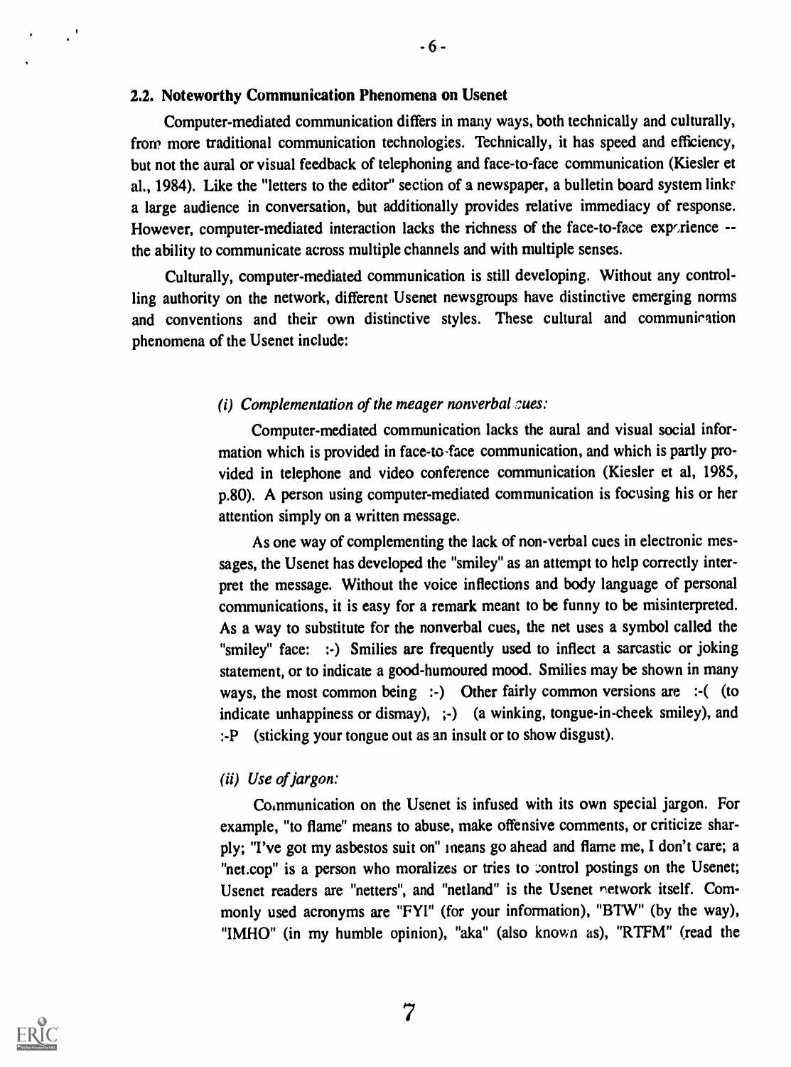### 2.2. Noteworthy Communication Phenomena on Usenet

Computer-mediated communication differs in many ways, both technically and culturally, from more traditional communication technologies. Technically, it has speed and efficiency, but not the aural or visual feedback of telephoning and face-to-face communication (Kiesler et al., 1984). Like the "letters to the editor" section of a newspaper, a bulletin board system links a large audience in conversation, but additionally provides relative immediacy of response. However, computer-mediated interaction lacks the richness of the face-to-face experience -- the ability to communicate across multiple channels and with multiple senses.

Culturally, computer-mediated communication is still developing. Without any controlling authority on the network, different Usenet newsgroups have distinctive emerging norms and conventions and their own distinctive styles. These cultural and communication phenomena of the Usenet include:

*(i) Complementation of the meager nonverbal cues:*

Computer-mediated communication lacks the aural and visual social information which is provided in face-to-face communication, and which is partly provided in telephone and video conference communication (Kiesler et al, 1985, p.80). A person using computer-mediated communication is focusing his or her attention simply on a written message.

As one way of complementing the lack of non-verbal cues in electronic messages, the Usenet has developed the "smiley" as an attempt to help correctly interpret the message. Without the voice inflections and body language of personal communications, it is easy for a remark meant to be funny to be misinterpreted. As a way to substitute for the nonverbal cues, the net uses a symbol called the "smiley" face: :-) Smilies are frequently used to inflect a sarcastic or joking statement, or to indicate a good-humoured mood. Smilies may be shown in many ways, the most common being :-) Other fairly common versions are :-( (to indicate unhappiness or dismay), ;-) (a winking, tongue-in-cheek smiley), and :-P (sticking your tongue out as an insult or to show disgust).

*(ii) Use of jargon:*

Communication on the Usenet is infused with its own special jargon. For example, "to flame" means to abuse, make offensive comments, or criticize sharply; "I've got my asbestos suit on" means go ahead and flame me, I don't care; a "net.cop" is a person who moralizes or tries to control postings on the Usenet; Usenet readers are "netters", and "netland" is the Usenet network itself. Commonly used acronyms are "FYI" (for your information), "BTW" (by the way), "IMHO" (in my humble opinion), "aka" (also known as), "RTFM" (read the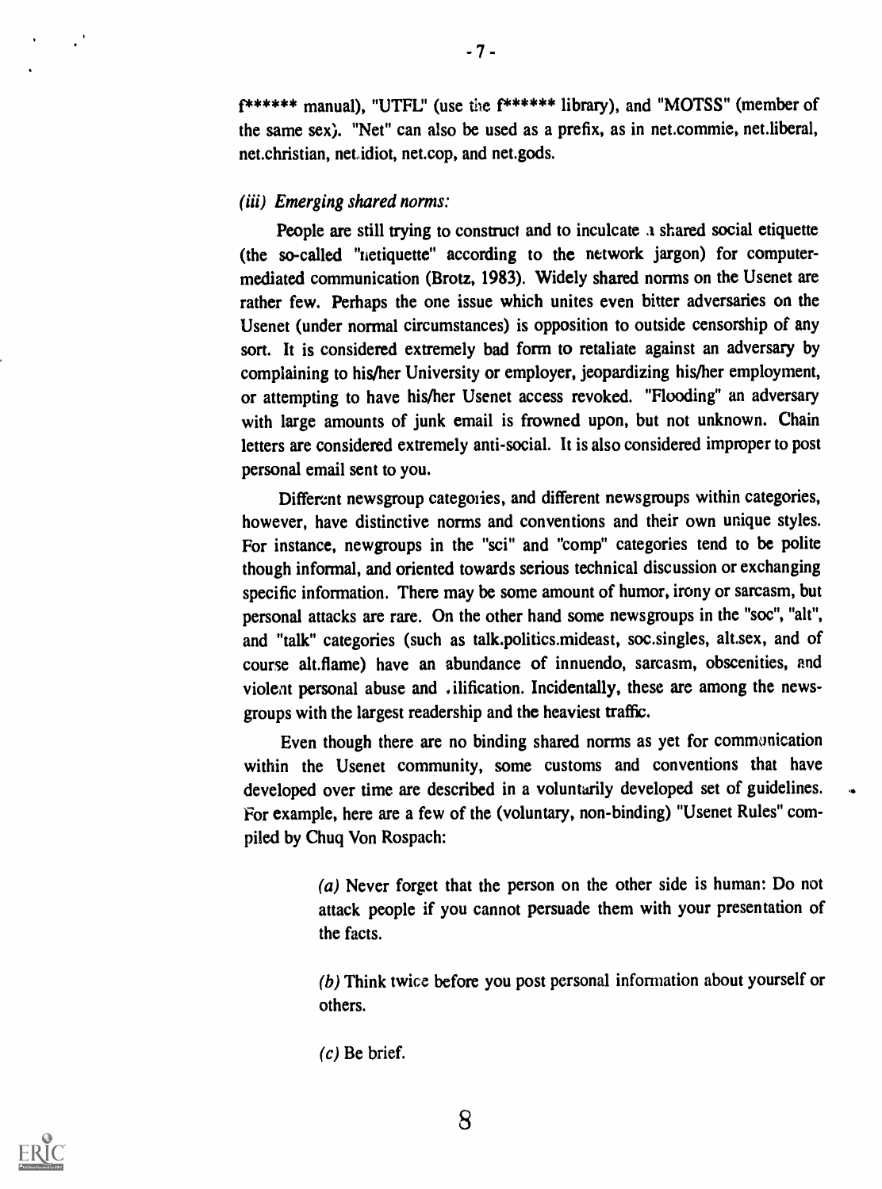f****** manual), "UTFL" (use the f****** library), and "MOTSS" (member of the same sex). "Net" can also be used as a prefix, as in net.commie, net.liberal, net.christian, net.idiot, net.cop, and net.gods.

*(iii) Emerging shared norms:*

People are still trying to construct and to inculcate a shared social etiquette (the so-called "netiquette" according to the network jargon) for computer-mediated communication (Brotz, 1983). Widely shared norms on the Usenet are rather few. Perhaps the one issue which unites even bitter adversaries on the Usenet (under normal circumstances) is opposition to outside censorship of any sort. It is considered extremely bad form to retaliate against an adversary by complaining to his/her University or employer, jeopardizing his/her employment, or attempting to have his/her Usenet access revoked. "Flooding" an adversary with large amounts of junk email is frowned upon, but not unknown. Chain letters are considered extremely anti-social. It is also considered improper to post personal email sent to you.

Different newsgroup categories, and different newsgroups within categories, however, have distinctive norms and conventions and their own unique styles. For instance, newgroups in the "sci" and "comp" categories tend to be polite though informal, and oriented towards serious technical discussion or exchanging specific information. There may be some amount of humor, irony or sarcasm, but personal attacks are rare. On the other hand some newsgroups in the "soc", "alt", and "talk" categories (such as talk.politics.mideast, soc.singles, alt.sex, and of course alt.flame) have an abundance of innuendo, sarcasm, obscenities, and violent personal abuse and vilification. Incidentally, these are among the newsgroups with the largest readership and the heaviest traffic.

Even though there are no binding shared norms as yet for communication within the Usenet community, some customs and conventions that have developed over time are described in a voluntarily developed set of guidelines. For example, here are a few of the (voluntary, non-binding) "Usenet Rules" compiled by Chuq Von Rospach:

> *(a)* Never forget that the person on the other side is human: Do not attack people if you cannot persuade them with your presentation of the facts.
>
> *(b)* Think twice before you post personal information about yourself or others.
>
> *(c)* Be brief.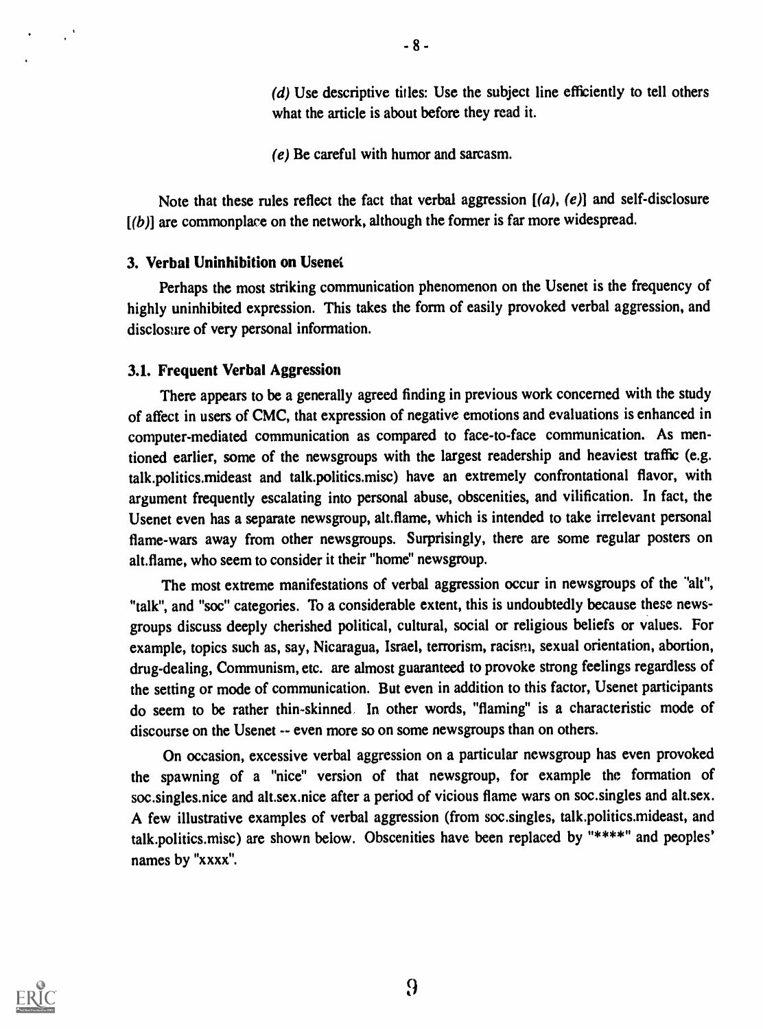*(d)* Use descriptive titles: Use the subject line efficiently to tell others what the article is about before they read it.

*(e)* Be careful with humor and sarcasm.

Note that these rules reflect the fact that verbal aggression [*(a)*, *(e)*] and self-disclosure [*(b)*] are commonplace on the network, although the former is far more widespread.

## 3. Verbal Uninhibition on Usenet

Perhaps the most striking communication phenomenon on the Usenet is the frequency of highly uninhibited expression. This takes the form of easily provoked verbal aggression, and disclosure of very personal information.

### 3.1. Frequent Verbal Aggression

There appears to be a generally agreed finding in previous work concerned with the study of affect in users of CMC, that expression of negative emotions and evaluations is enhanced in computer-mediated communication as compared to face-to-face communication. As mentioned earlier, some of the newsgroups with the largest readership and heaviest traffic (e.g. talk.politics.mideast and talk.politics.misc) have an extremely confrontational flavor, with argument frequently escalating into personal abuse, obscenities, and vilification. In fact, the Usenet even has a separate newsgroup, alt.flame, which is intended to take irrelevant personal flame-wars away from other newsgroups. Surprisingly, there are some regular posters on alt.flame, who seem to consider it their "home" newsgroup.

The most extreme manifestations of verbal aggression occur in newsgroups of the "alt", "talk", and "soc" categories. To a considerable extent, this is undoubtedly because these newsgroups discuss deeply cherished political, cultural, social or religious beliefs or values. For example, topics such as, say, Nicaragua, Israel, terrorism, racism, sexual orientation, abortion, drug-dealing, Communism, etc. are almost guaranteed to provoke strong feelings regardless of the setting or mode of communication. But even in addition to this factor, Usenet participants do seem to be rather thin-skinned. In other words, "flaming" is a characteristic mode of discourse on the Usenet -- even more so on some newsgroups than on others.

On occasion, excessive verbal aggression on a particular newsgroup has even provoked the spawning of a "nice" version of that newsgroup, for example the formation of soc.singles.nice and alt.sex.nice after a period of vicious flame wars on soc.singles and alt.sex. A few illustrative examples of verbal aggression (from soc.singles, talk.politics.mideast, and talk.politics.misc) are shown below. Obscenities have been replaced by "****" and peoples' names by "xxxx".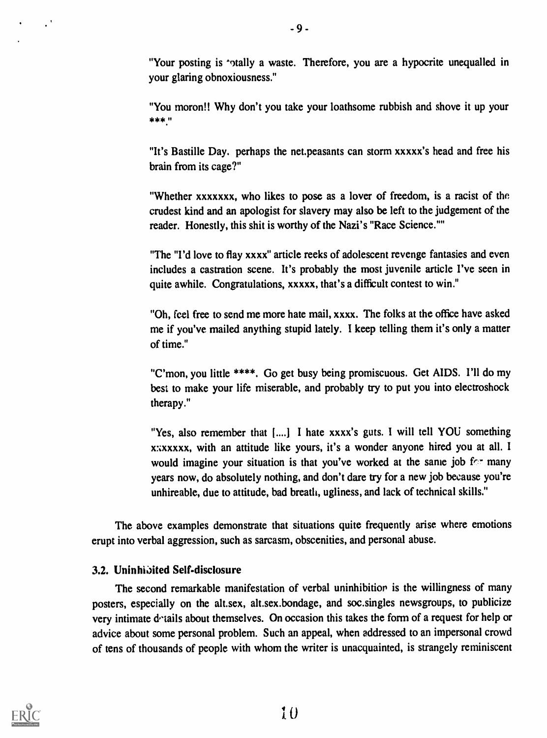"Your posting is totally a waste. Therefore, you are a hypocrite unequalled in your glaring obnoxiousness."

"You moron!! Why don't you take your loathsome rubbish and shove it up your ***."

"It's Bastille Day. perhaps the net.peasants can storm xxxxx's head and free his brain from its cage?"

"Whether xxxxxxx, who likes to pose as a lover of freedom, is a racist of the crudest kind and an apologist for slavery may also be left to the judgement of the reader. Honestly, this shit is worthy of the Nazi's "Race Science.""

"The "I'd love to flay xxxx" article reeks of adolescent revenge fantasies and even includes a castration scene. It's probably the most juvenile article I've seen in quite awhile. Congratulations, xxxxx, that's a difficult contest to win."

"Oh, feel free to send me more hate mail, xxxx. The folks at the office have asked me if you've mailed anything stupid lately. I keep telling them it's only a matter of time."

"C'mon, you little ****. Go get busy being promiscuous. Get AIDS. I'll do my best to make your life miserable, and probably try to put you into electroshock therapy."

"Yes, also remember that [....] I hate xxxx's guts. I will tell YOU something xxxxxxx, with an attitude like yours, it's a wonder anyone hired you at all. I would imagine your situation is that you've worked at the same job for many years now, do absolutely nothing, and don't dare try for a new job because you're unhireable, due to attitude, bad breath, ugliness, and lack of technical skills."

The above examples demonstrate that situations quite frequently arise where emotions erupt into verbal aggression, such as sarcasm, obscenities, and personal abuse.

### 3.2. Uninhibited Self-disclosure

The second remarkable manifestation of verbal uninhibition is the willingness of many posters, especially on the alt.sex, alt.sex.bondage, and soc.singles newsgroups, to publicize very intimate details about themselves. On occasion this takes the form of a request for help or advice about some personal problem. Such an appeal, when addressed to an impersonal crowd of tens of thousands of people with whom the writer is unacquainted, is strangely reminiscent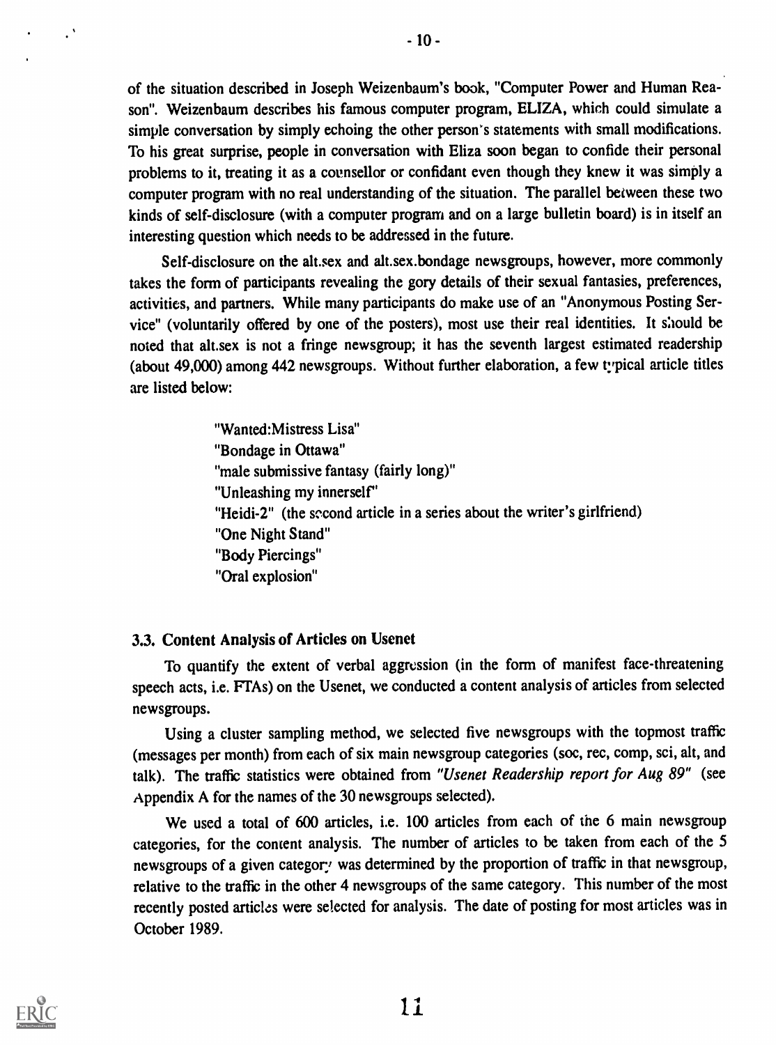of the situation described in Joseph Weizenbaum's book, "Computer Power and Human Reason". Weizenbaum describes his famous computer program, ELIZA, which could simulate a simple conversation by simply echoing the other person's statements with small modifications. To his great surprise, people in conversation with Eliza soon began to confide their personal problems to it, treating it as a counsellor or confidant even though they knew it was simply a computer program with no real understanding of the situation. The parallel between these two kinds of self-disclosure (with a computer program and on a large bulletin board) is in itself an interesting question which needs to be addressed in the future.

Self-disclosure on the alt.sex and alt.sex.bondage newsgroups, however, more commonly takes the form of participants revealing the gory details of their sexual fantasies, preferences, activities, and partners. While many participants do make use of an "Anonymous Posting Service" (voluntarily offered by one of the posters), most use their real identities. It should be noted that alt.sex is not a fringe newsgroup; it has the seventh largest estimated readership (about 49,000) among 442 newsgroups. Without further elaboration, a few typical article titles are listed below:

> "Wanted:Mistress Lisa"
> "Bondage in Ottawa"
> "male submissive fantasy (fairly long)"
> "Unleashing my innerself"
> "Heidi-2" (the second article in a series about the writer's girlfriend)
> "One Night Stand"
> "Body Piercings"
> "Oral explosion"

### 3.3. Content Analysis of Articles on Usenet

To quantify the extent of verbal aggression (in the form of manifest face-threatening speech acts, i.e. FTAs) on the Usenet, we conducted a content analysis of articles from selected newsgroups.

Using a cluster sampling method, we selected five newsgroups with the topmost traffic (messages per month) from each of six main newsgroup categories (soc, rec, comp, sci, alt, and talk). The traffic statistics were obtained from *"Usenet Readership report for Aug 89"* (see Appendix A for the names of the 30 newsgroups selected).

We used a total of 600 articles, i.e. 100 articles from each of the 6 main newsgroup categories, for the content analysis. The number of articles to be taken from each of the 5 newsgroups of a given category was determined by the proportion of traffic in that newsgroup, relative to the traffic in the other 4 newsgroups of the same category. This number of the most recently posted articles were selected for analysis. The date of posting for most articles was in October 1989.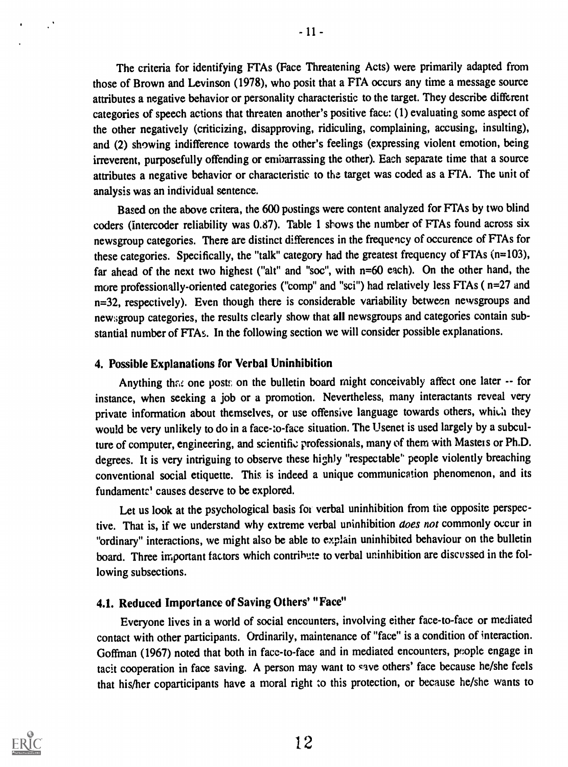The criteria for identifying FTAs (Face Threatening Acts) were primarily adapted from those of Brown and Levinson (1978), who posit that a FTA occurs any time a message source attributes a negative behavior or personality characteristic to the target. They describe different categories of speech actions that threaten another's positive face: (1) evaluating some aspect of the other negatively (criticizing, disapproving, ridiculing, complaining, accusing, insulting), and (2) showing indifference towards the other's feelings (expressing violent emotion, being irreverent, purposefully offending or embarrassing the other). Each separate time that a source attributes a negative behavior or characteristic to the target was coded as a FTA. The unit of analysis was an individual sentence.

Based on the above critera, the 600 postings were content analyzed for FTAs by two blind coders (intercoder reliability was 0.87). Table 1 shows the number of FTAs found across six newsgroup categories. There are distinct differences in the frequency of occurence of FTAs for these categories. Specifically, the "talk" category had the greatest frequency of FTAs (n=103), far ahead of the next two highest ("alt" and "soc", with n=60 each). On the other hand, the more professionally-oriented categories ("comp" and "sci") had relatively less FTAs ( n=27 and n=32, respectively). Even though there is considerable variability between newsgroups and newsgroup categories, the results clearly show that **all** newsgroups and categories contain substantial number of FTAs. In the following section we will consider possible explanations.

## 4. Possible Explanations for Verbal Uninhibition

Anything that one posts on the bulletin board might conceivably affect one later -- for instance, when seeking a job or a promotion. Nevertheless, many interactants reveal very private information about themselves, or use offensive language towards others, which they would be very unlikely to do in a face-to-face situation. The Usenet is used largely by a subculture of computer, engineering, and scientific professionals, many of them with Masters or Ph.D. degrees. It is very intriguing to observe these highly "respectable" people violently breaching conventional social etiquette. This is indeed a unique communication phenomenon, and its fundamental causes deserve to be explored.

Let us look at the psychological basis for verbal uninhibition from the opposite perspective. That is, if we understand why extreme verbal uninhibition *does not* commonly occur in "ordinary" interactions, we might also be able to explain uninhibited behaviour on the bulletin board. Three important factors which contribute to verbal uninhibition are discussed in the following subsections.

### 4.1. Reduced Importance of Saving Others' "Face"

Everyone lives in a world of social encounters, involving either face-to-face or mediated contact with other participants. Ordinarily, maintenance of "face" is a condition of interaction. Goffman (1967) noted that both in face-to-face and in mediated encounters, people engage in tacit cooperation in face saving. A person may want to save others' face because he/she feels that his/her coparticipants have a moral right to this protection, or because he/she wants to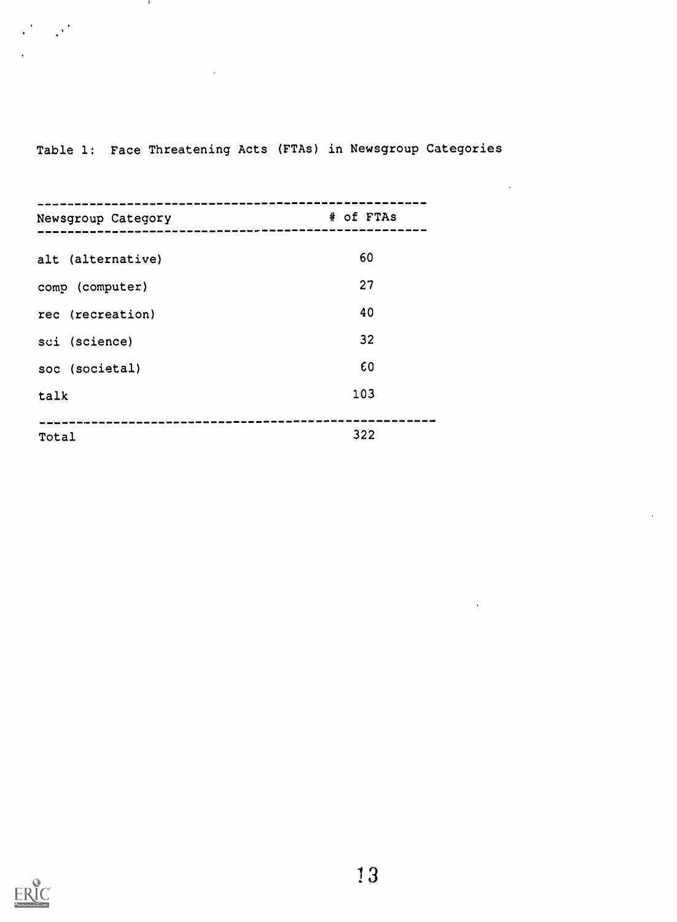Table 1: Face Threatening Acts (FTAs) in Newsgroup Categories

| Newsgroup Category | # of FTAs |
| --- | --- |
| alt (alternative) | 60 |
| comp (computer) | 27 |
| rec (recreation) | 40 |
| sci (science) | 32 |
| soc (societal) | 60 |
| talk | 103 |
| Total | 322 |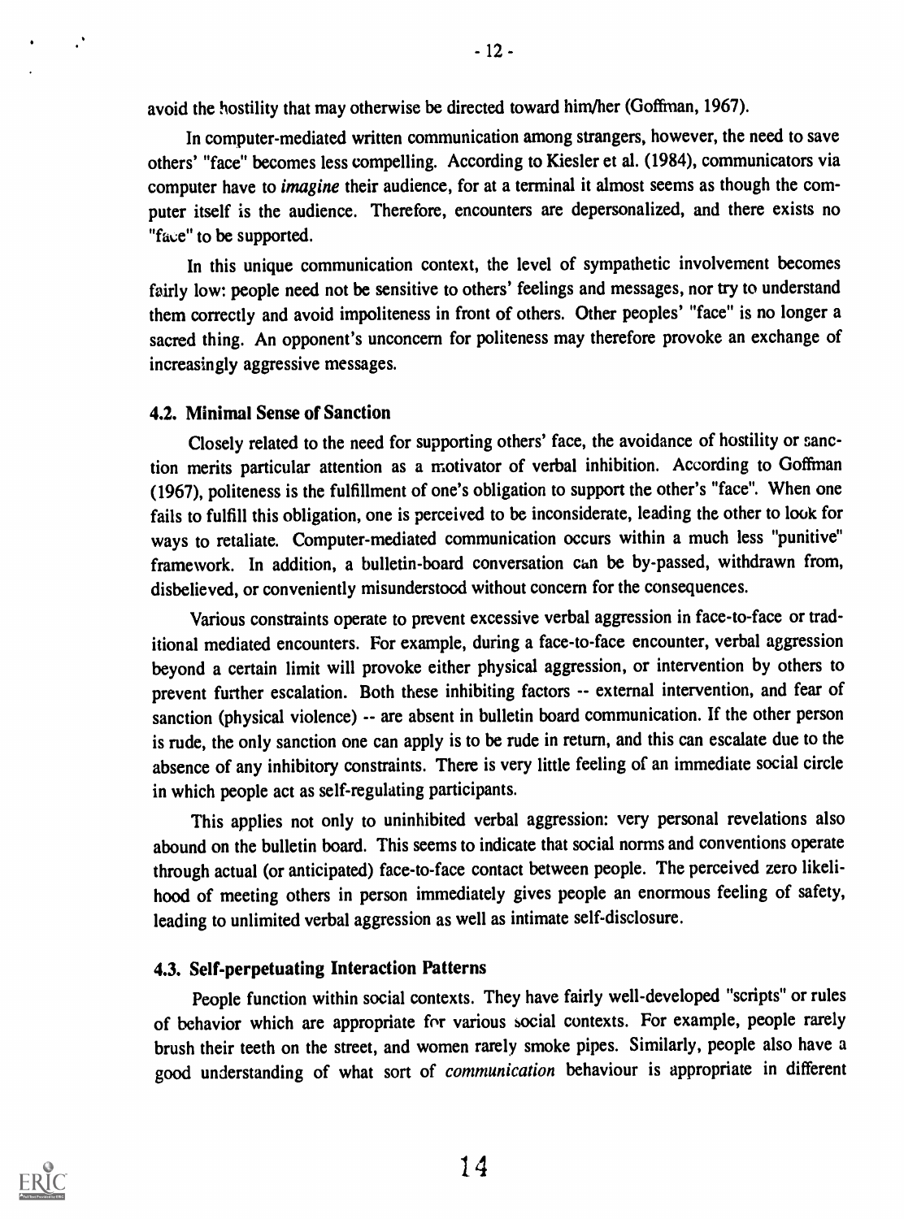avoid the hostility that may otherwise be directed toward him/her (Goffman, 1967).

In computer-mediated written communication among strangers, however, the need to save others' "face" becomes less compelling. According to Kiesler et al. (1984), communicators via computer have to *imagine* their audience, for at a terminal it almost seems as though the computer itself is the audience. Therefore, encounters are depersonalized, and there exists no "face" to be supported.

In this unique communication context, the level of sympathetic involvement becomes fairly low: people need not be sensitive to others' feelings and messages, nor try to understand them correctly and avoid impoliteness in front of others. Other peoples' "face" is no longer a sacred thing. An opponent's unconcern for politeness may therefore provoke an exchange of increasingly aggressive messages.

### 4.2. Minimal Sense of Sanction

Closely related to the need for supporting others' face, the avoidance of hostility or sanction merits particular attention as a motivator of verbal inhibition. According to Goffman (1967), politeness is the fulfillment of one's obligation to support the other's "face". When one fails to fulfill this obligation, one is perceived to be inconsiderate, leading the other to look for ways to retaliate. Computer-mediated communication occurs within a much less "punitive" framework. In addition, a bulletin-board conversation can be by-passed, withdrawn from, disbelieved, or conveniently misunderstood without concern for the consequences.

Various constraints operate to prevent excessive verbal aggression in face-to-face or traditional mediated encounters. For example, during a face-to-face encounter, verbal aggression beyond a certain limit will provoke either physical aggression, or intervention by others to prevent further escalation. Both these inhibiting factors -- external intervention, and fear of sanction (physical violence) -- are absent in bulletin board communication. If the other person is rude, the only sanction one can apply is to be rude in return, and this can escalate due to the absence of any inhibitory constraints. There is very little feeling of an immediate social circle in which people act as self-regulating participants.

This applies not only to uninhibited verbal aggression: very personal revelations also abound on the bulletin board. This seems to indicate that social norms and conventions operate through actual (or anticipated) face-to-face contact between people. The perceived zero likelihood of meeting others in person immediately gives people an enormous feeling of safety, leading to unlimited verbal aggression as well as intimate self-disclosure.

### 4.3. Self-perpetuating Interaction Patterns

People function within social contexts. They have fairly well-developed "scripts" or rules of behavior which are appropriate for various social contexts. For example, people rarely brush their teeth on the street, and women rarely smoke pipes. Similarly, people also have a good understanding of what sort of *communication* behaviour is appropriate in different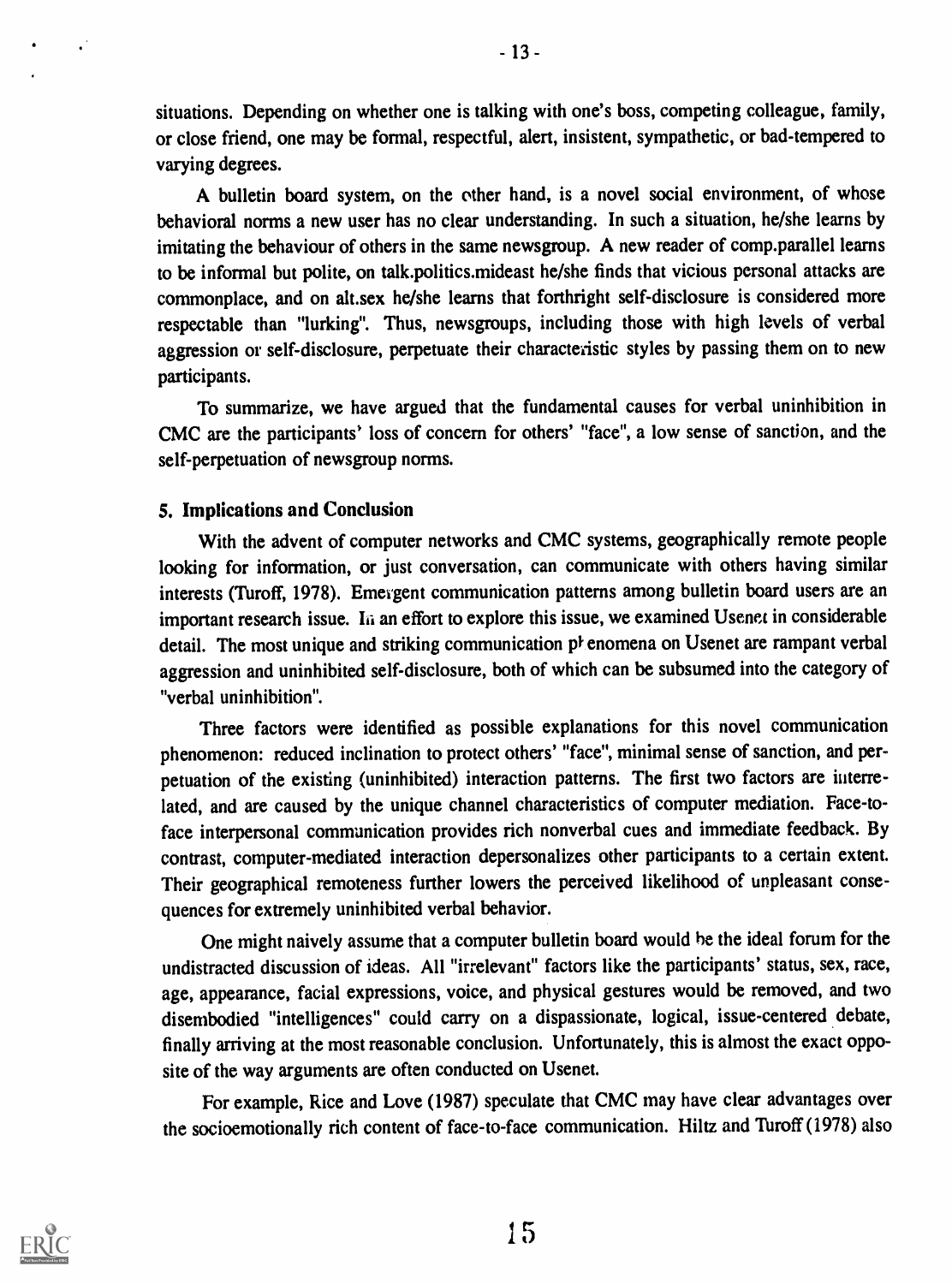situations. Depending on whether one is talking with one's boss, competing colleague, family, or close friend, one may be formal, respectful, alert, insistent, sympathetic, or bad-tempered to varying degrees.

A bulletin board system, on the other hand, is a novel social environment, of whose behavioral norms a new user has no clear understanding. In such a situation, he/she learns by imitating the behaviour of others in the same newsgroup. A new reader of comp.parallel learns to be informal but polite, on talk.politics.mideast he/she finds that vicious personal attacks are commonplace, and on alt.sex he/she learns that forthright self-disclosure is considered more respectable than "lurking". Thus, newsgroups, including those with high levels of verbal aggression or self-disclosure, perpetuate their characteristic styles by passing them on to new participants.

To summarize, we have argued that the fundamental causes for verbal uninhibition in CMC are the participants' loss of concern for others' "face", a low sense of sanction, and the self-perpetuation of newsgroup norms.

## 5. Implications and Conclusion

With the advent of computer networks and CMC systems, geographically remote people looking for information, or just conversation, can communicate with others having similar interests (Turoff, 1978). Emergent communication patterns among bulletin board users are an important research issue. In an effort to explore this issue, we examined Usenet in considerable detail. The most unique and striking communication phenomena on Usenet are rampant verbal aggression and uninhibited self-disclosure, both of which can be subsumed into the category of "verbal uninhibition".

Three factors were identified as possible explanations for this novel communication phenomenon: reduced inclination to protect others' "face", minimal sense of sanction, and perpetuation of the existing (uninhibited) interaction patterns. The first two factors are interrelated, and are caused by the unique channel characteristics of computer mediation. Face-to-face interpersonal communication provides rich nonverbal cues and immediate feedback. By contrast, computer-mediated interaction depersonalizes other participants to a certain extent. Their geographical remoteness further lowers the perceived likelihood of unpleasant consequences for extremely uninhibited verbal behavior.

One might naively assume that a computer bulletin board would be the ideal forum for the undistracted discussion of ideas. All "irrelevant" factors like the participants' status, sex, race, age, appearance, facial expressions, voice, and physical gestures would be removed, and two disembodied "intelligences" could carry on a dispassionate, logical, issue-centered debate, finally arriving at the most reasonable conclusion. Unfortunately, this is almost the exact opposite of the way arguments are often conducted on Usenet.

For example, Rice and Love (1987) speculate that CMC may have clear advantages over the socioemotionally rich content of face-to-face communication. Hiltz and Turoff (1978) also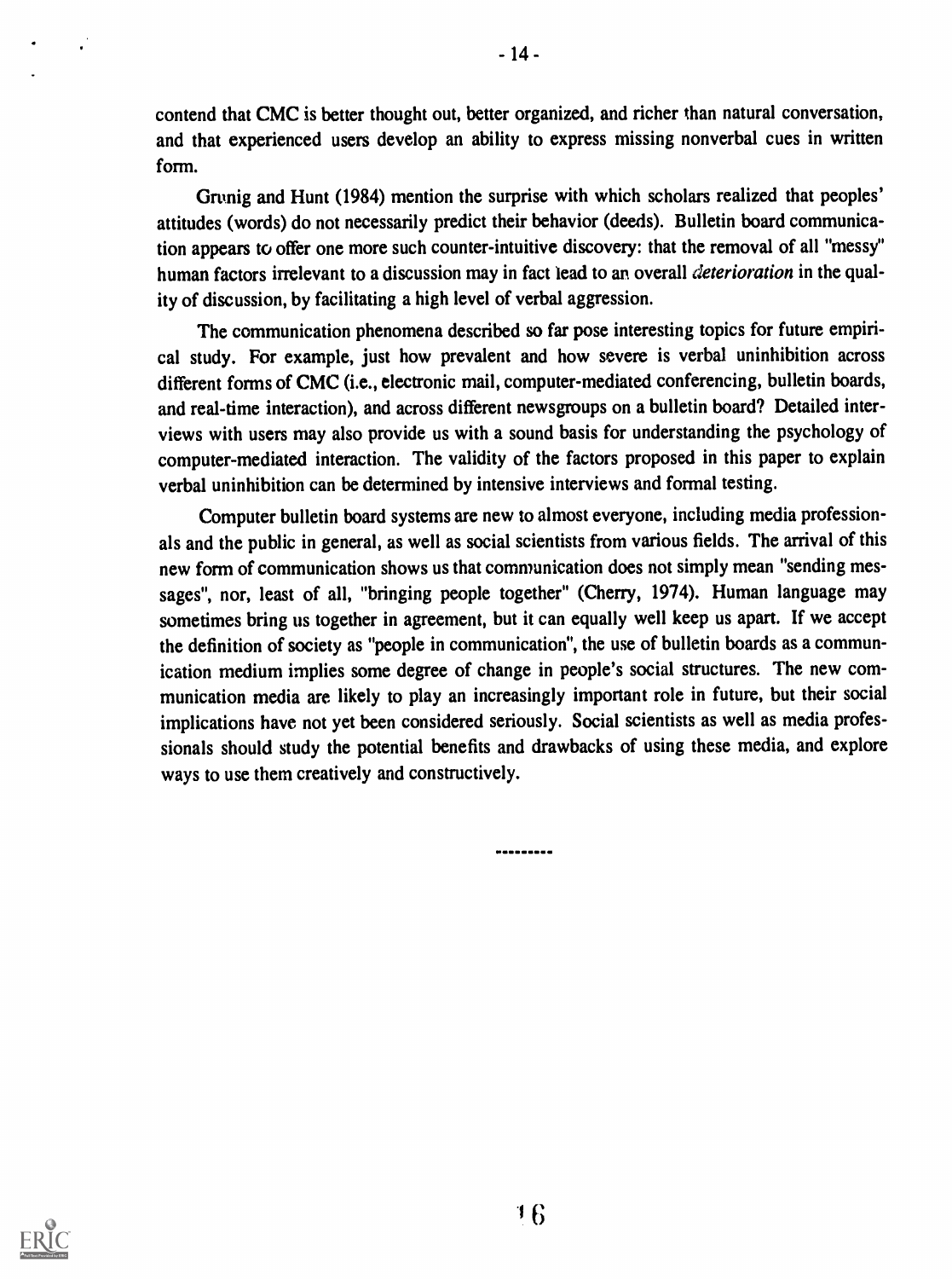contend that CMC is better thought out, better organized, and richer than natural conversation, and that experienced users develop an ability to express missing nonverbal cues in written form.

Grunig and Hunt (1984) mention the surprise with which scholars realized that peoples' attitudes (words) do not necessarily predict their behavior (deeds). Bulletin board communication appears to offer one more such counter-intuitive discovery: that the removal of all "messy" human factors irrelevant to a discussion may in fact lead to an overall *deterioration* in the quality of discussion, by facilitating a high level of verbal aggression.

The communication phenomena described so far pose interesting topics for future empirical study. For example, just how prevalent and how severe is verbal uninhibition across different forms of CMC (i.e., electronic mail, computer-mediated conferencing, bulletin boards, and real-time interaction), and across different newsgroups on a bulletin board? Detailed interviews with users may also provide us with a sound basis for understanding the psychology of computer-mediated interaction. The validity of the factors proposed in this paper to explain verbal uninhibition can be determined by intensive interviews and formal testing.

Computer bulletin board systems are new to almost everyone, including media professionals and the public in general, as well as social scientists from various fields. The arrival of this new form of communication shows us that communication does not simply mean "sending messages", nor, least of all, "bringing people together" (Cherry, 1974). Human language may sometimes bring us together in agreement, but it can equally well keep us apart. If we accept the definition of society as "people in communication", the use of bulletin boards as a communication medium implies some degree of change in people's social structures. The new communication media are likely to play an increasingly important role in future, but their social implications have not yet been considered seriously. Social scientists as well as media professionals should study the potential benefits and drawbacks of using these media, and explore ways to use them creatively and constructively.

---------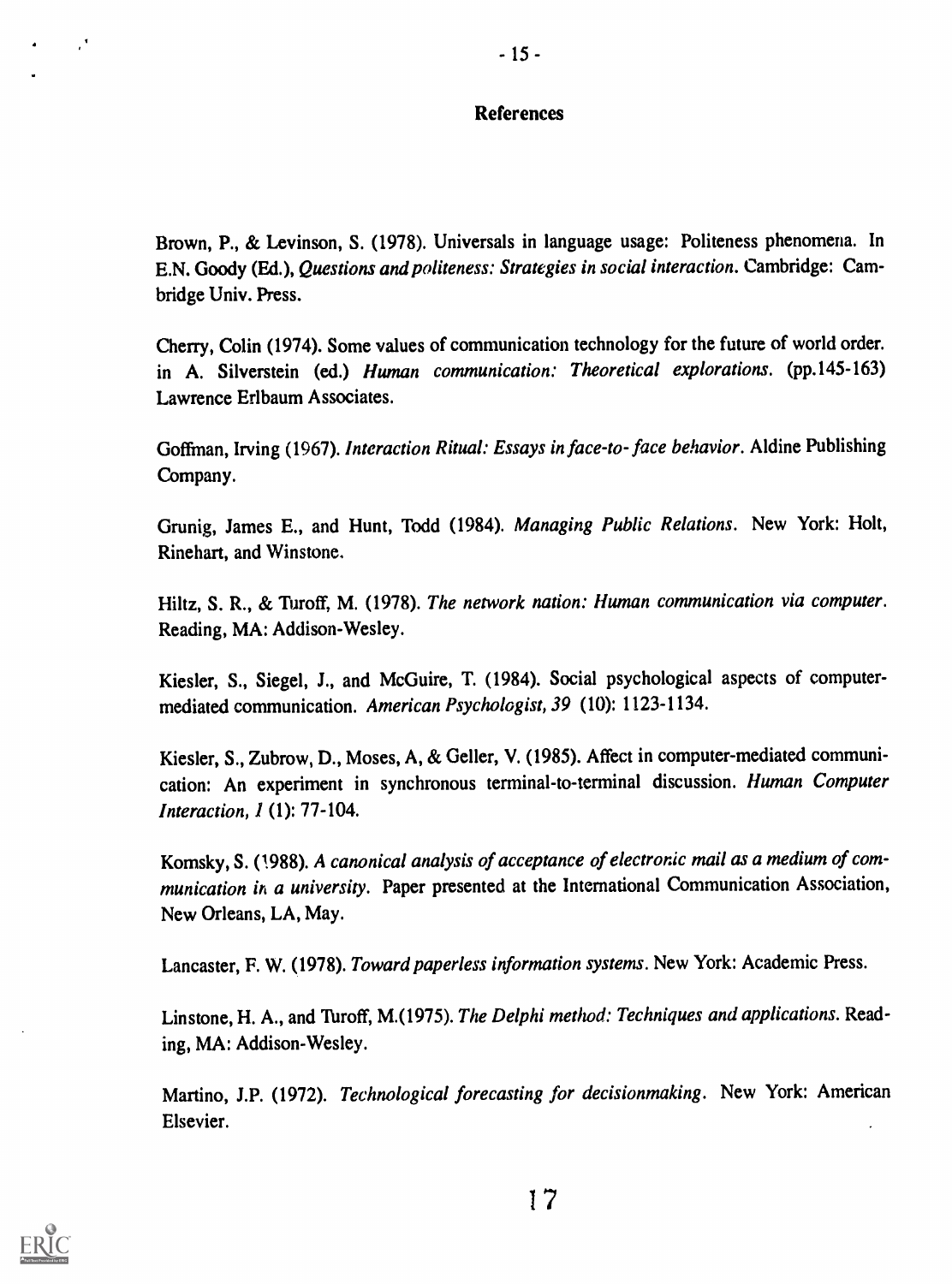## References

Brown, P., & Levinson, S. (1978). Universals in language usage: Politeness phenomena. In E.N. Goody (Ed.), *Questions and politeness: Strategies in social interaction*. Cambridge: Cambridge Univ. Press.

Cherry, Colin (1974). Some values of communication technology for the future of world order. in A. Silverstein (ed.) *Human communication: Theoretical explorations*. (pp.145-163) Lawrence Erlbaum Associates.

Goffman, Irving (1967). *Interaction Ritual: Essays in face-to-face behavior*. Aldine Publishing Company.

Grunig, James E., and Hunt, Todd (1984). *Managing Public Relations*. New York: Holt, Rinehart, and Winstone.

Hiltz, S. R., & Turoff, M. (1978). *The network nation: Human communication via computer*. Reading, MA: Addison-Wesley.

Kiesler, S., Siegel, J., and McGuire, T. (1984). Social psychological aspects of computer-mediated communication. *American Psychologist, 39* (10): 1123-1134.

Kiesler, S., Zubrow, D., Moses, A, & Geller, V. (1985). Affect in computer-mediated communication: An experiment in synchronous terminal-to-terminal discussion. *Human Computer Interaction, 1* (1): 77-104.

Komsky, S. (1988). *A canonical analysis of acceptance of electronic mail as a medium of communication in a university*. Paper presented at the International Communication Association, New Orleans, LA, May.

Lancaster, F. W. (1978). *Toward paperless information systems*. New York: Academic Press.

Linstone, H. A., and Turoff, M.(1975). *The Delphi method: Techniques and applications*. Reading, MA: Addison-Wesley.

Martino, J.P. (1972). *Technological forecasting for decisionmaking*. New York: American Elsevier.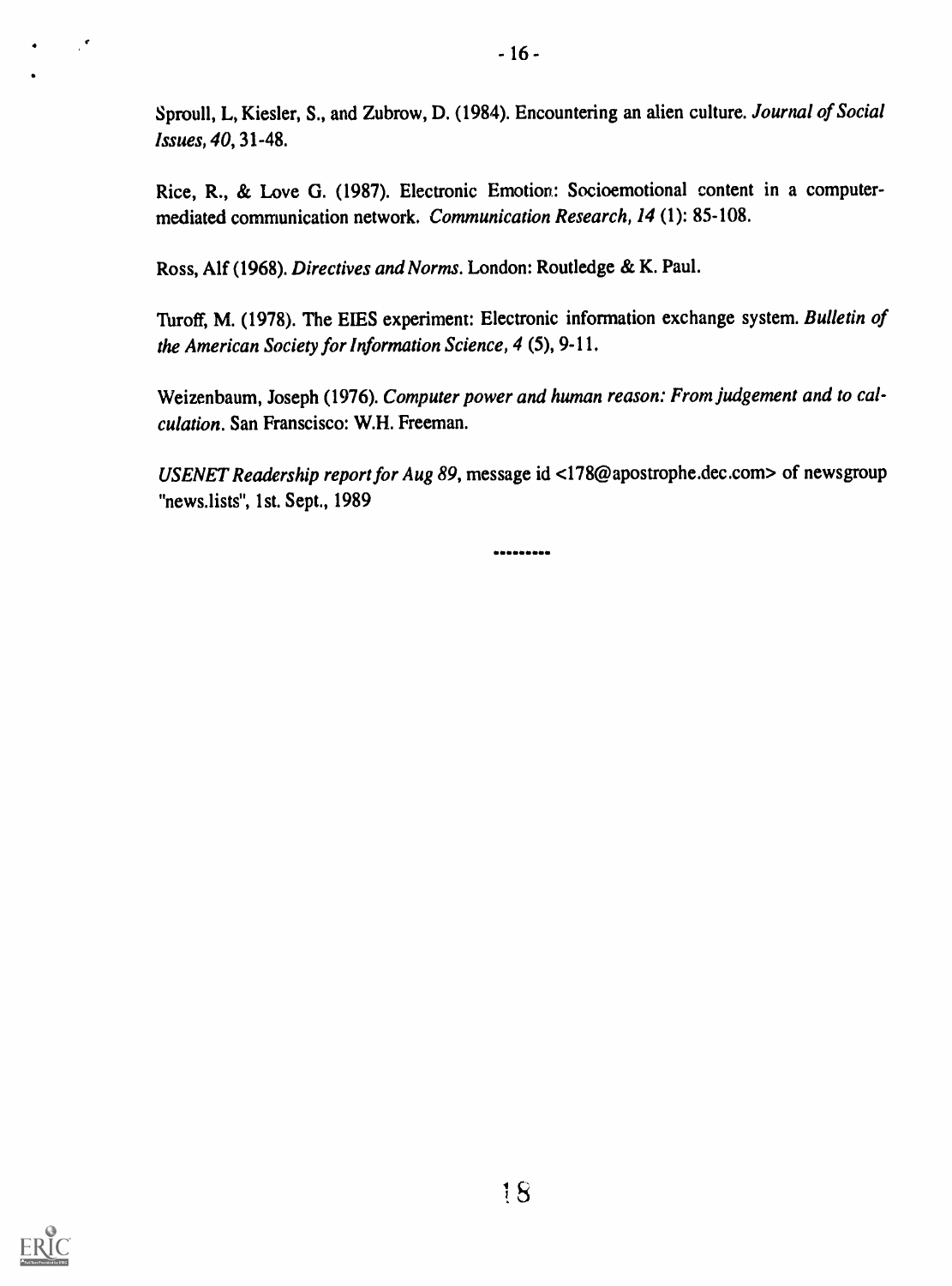Sproull, L, Kiesler, S., and Zubrow, D. (1984). Encountering an alien culture. *Journal of Social Issues, 40*, 31-48.

Rice, R., & Love G. (1987). Electronic Emotion: Socioemotional content in a computer-mediated communication network. *Communication Research, 14* (1): 85-108.

Ross, Alf (1968). *Directives and Norms*. London: Routledge & K. Paul.

Turoff, M. (1978). The EIES experiment: Electronic information exchange system. *Bulletin of the American Society for Information Science, 4* (5), 9-11.

Weizenbaum, Joseph (1976). *Computer power and human reason: From judgement and to calculation*. San Franscisco: W.H. Freeman.

*USENET Readership report for Aug 89*, message id <178@apostrophe.dec.com> of newsgroup "news.lists", 1st. Sept., 1989

---------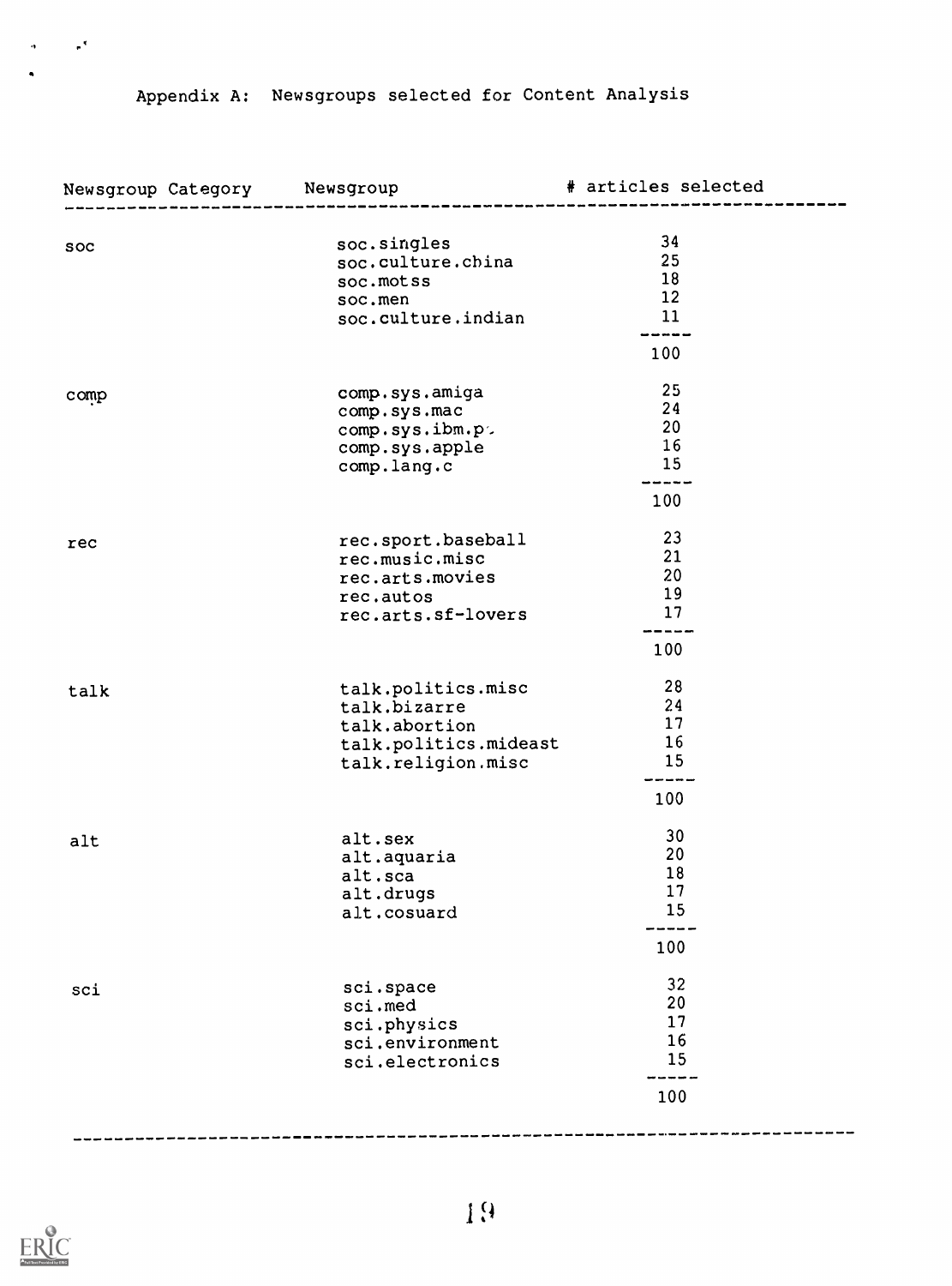## Appendix A: Newsgroups selected for Content Analysis

| Newsgroup Category | Newsgroup | # articles selected |
|---|---|---|
| soc | soc.singles | 34 |
| | soc.culture.china | 25 |
| | soc.motss | 18 |
| | soc.men | 12 |
| | soc.culture.indian | 11 |
| | | 100 |
| comp | comp.sys.amiga | 25 |
| | comp.sys.mac | 24 |
| | comp.sys.ibm.pc | 20 |
| | comp.sys.apple | 16 |
| | comp.lang.c | 15 |
| | | 100 |
| rec | rec.sport.baseball | 23 |
| | rec.music.misc | 21 |
| | rec.arts.movies | 20 |
| | rec.autos | 19 |
| | rec.arts.sf-lovers | 17 |
| | | 100 |
| talk | talk.politics.misc | 28 |
| | talk.bizarre | 24 |
| | talk.abortion | 17 |
| | talk.politics.mideast | 16 |
| | talk.religion.misc | 15 |
| | | 100 |
| alt | alt.sex | 30 |
| | alt.aquaria | 20 |
| | alt.sca | 18 |
| | alt.drugs | 17 |
| | alt.cosuard | 15 |
| | | 100 |
| sci | sci.space | 32 |
| | sci.med | 20 |
| | sci.physics | 17 |
| | sci.environment | 16 |
| | sci.electronics | 15 |
| | | 100 |